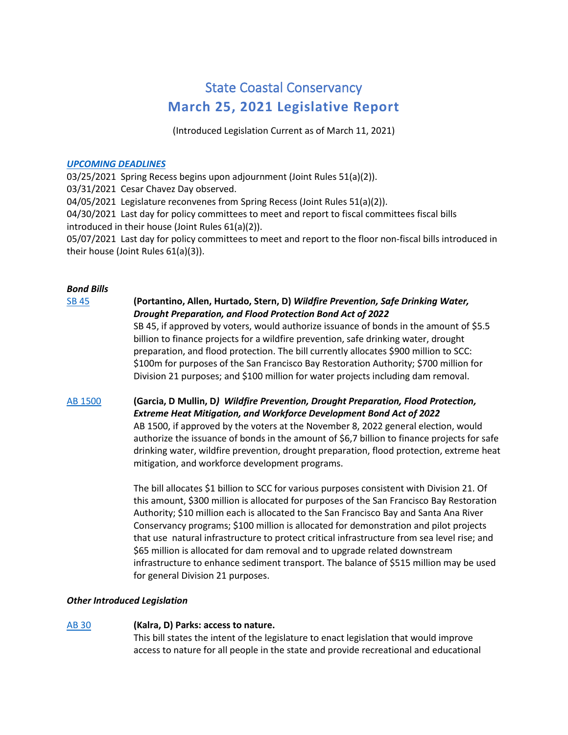# State Coastal Conservancy
## March 25, 2021 Legislative Report

(Introduced Legislation Current as of March 11, 2021)

***UPCOMING DEADLINES***

03/25/2021 Spring Recess begins upon adjournment (Joint Rules 51(a)(2)).
03/31/2021 Cesar Chavez Day observed.
04/05/2021 Legislature reconvenes from Spring Recess (Joint Rules 51(a)(2)).
04/30/2021 Last day for policy committees to meet and report to fiscal committees fiscal bills introduced in their house (Joint Rules 61(a)(2)).
05/07/2021 Last day for policy committees to meet and report to the floor non-fiscal bills introduced in their house (Joint Rules 61(a)(3)).

***Bond Bills***

SB 45 **(Portantino, Allen, Hurtado, Stern, D)** ***Wildfire Prevention, Safe Drinking Water, Drought Preparation, and Flood Protection Bond Act of 2022***
SB 45, if approved by voters, would authorize issuance of bonds in the amount of $5.5 billion to finance projects for a wildfire prevention, safe drinking water, drought preparation, and flood protection. The bill currently allocates $900 million to SCC: $100m for purposes of the San Francisco Bay Restoration Authority; $700 million for Division 21 purposes; and $100 million for water projects including dam removal.

AB 1500 **(Garcia, D Mullin, D*)*** ***Wildfire Prevention, Drought Preparation, Flood Protection, Extreme Heat Mitigation, and Workforce Development Bond Act of 2022***
AB 1500, if approved by the voters at the November 8, 2022 general election, would authorize the issuance of bonds in the amount of $6,7 billion to finance projects for safe drinking water, wildfire prevention, drought preparation, flood protection, extreme heat mitigation, and workforce development programs.

The bill allocates $1 billion to SCC for various purposes consistent with Division 21. Of this amount, $300 million is allocated for purposes of the San Francisco Bay Restoration Authority; $10 million each is allocated to the San Francisco Bay and Santa Ana River Conservancy programs; $100 million is allocated for demonstration and pilot projects that use natural infrastructure to protect critical infrastructure from sea level rise; and $65 million is allocated for dam removal and to upgrade related downstream infrastructure to enhance sediment transport. The balance of $515 million may be used for general Division 21 purposes.

***Other Introduced Legislation***

AB 30 **(Kalra, D) Parks: access to nature.**
This bill states the intent of the legislature to enact legislation that would improve access to nature for all people in the state and provide recreational and educational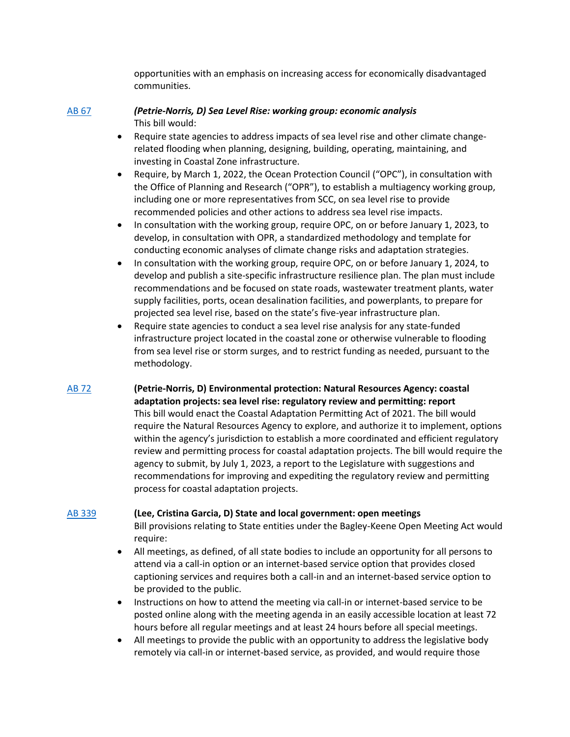opportunities with an emphasis on increasing access for economically disadvantaged communities.

[AB 67] ***(Petrie-Norris, D) Sea Level Rise: working group: economic analysis***

This bill would:

- Require state agencies to address impacts of sea level rise and other climate change-related flooding when planning, designing, building, operating, maintaining, and investing in Coastal Zone infrastructure.
- Require, by March 1, 2022, the Ocean Protection Council ("OPC"), in consultation with the Office of Planning and Research ("OPR"), to establish a multiagency working group, including one or more representatives from SCC, on sea level rise to provide recommended policies and other actions to address sea level rise impacts.
- In consultation with the working group, require OPC, on or before January 1, 2023, to develop, in consultation with OPR, a standardized methodology and template for conducting economic analyses of climate change risks and adaptation strategies.
- In consultation with the working group, require OPC, on or before January 1, 2024, to develop and publish a site-specific infrastructure resilience plan. The plan must include recommendations and be focused on state roads, wastewater treatment plants, water supply facilities, ports, ocean desalination facilities, and powerplants, to prepare for projected sea level rise, based on the state's five-year infrastructure plan.
- Require state agencies to conduct a sea level rise analysis for any state-funded infrastructure project located in the coastal zone or otherwise vulnerable to flooding from sea level rise or storm surges, and to restrict funding as needed, pursuant to the methodology.

[AB 72] **(Petrie-Norris, D) Environmental protection: Natural Resources Agency: coastal adaptation projects: sea level rise: regulatory review and permitting: report**

This bill would enact the Coastal Adaptation Permitting Act of 2021. The bill would require the Natural Resources Agency to explore, and authorize it to implement, options within the agency's jurisdiction to establish a more coordinated and efficient regulatory review and permitting process for coastal adaptation projects. The bill would require the agency to submit, by July 1, 2023, a report to the Legislature with suggestions and recommendations for improving and expediting the regulatory review and permitting process for coastal adaptation projects.

[AB 339] **(Lee, Cristina Garcia, D) State and local government: open meetings**

Bill provisions relating to State entities under the Bagley-Keene Open Meeting Act would require:

- All meetings, as defined, of all state bodies to include an opportunity for all persons to attend via a call-in option or an internet-based service option that provides closed captioning services and requires both a call-in and an internet-based service option to be provided to the public.
- Instructions on how to attend the meeting via call-in or internet-based service to be posted online along with the meeting agenda in an easily accessible location at least 72 hours before all regular meetings and at least 24 hours before all special meetings.
- All meetings to provide the public with an opportunity to address the legislative body remotely via call-in or internet-based service, as provided, and would require those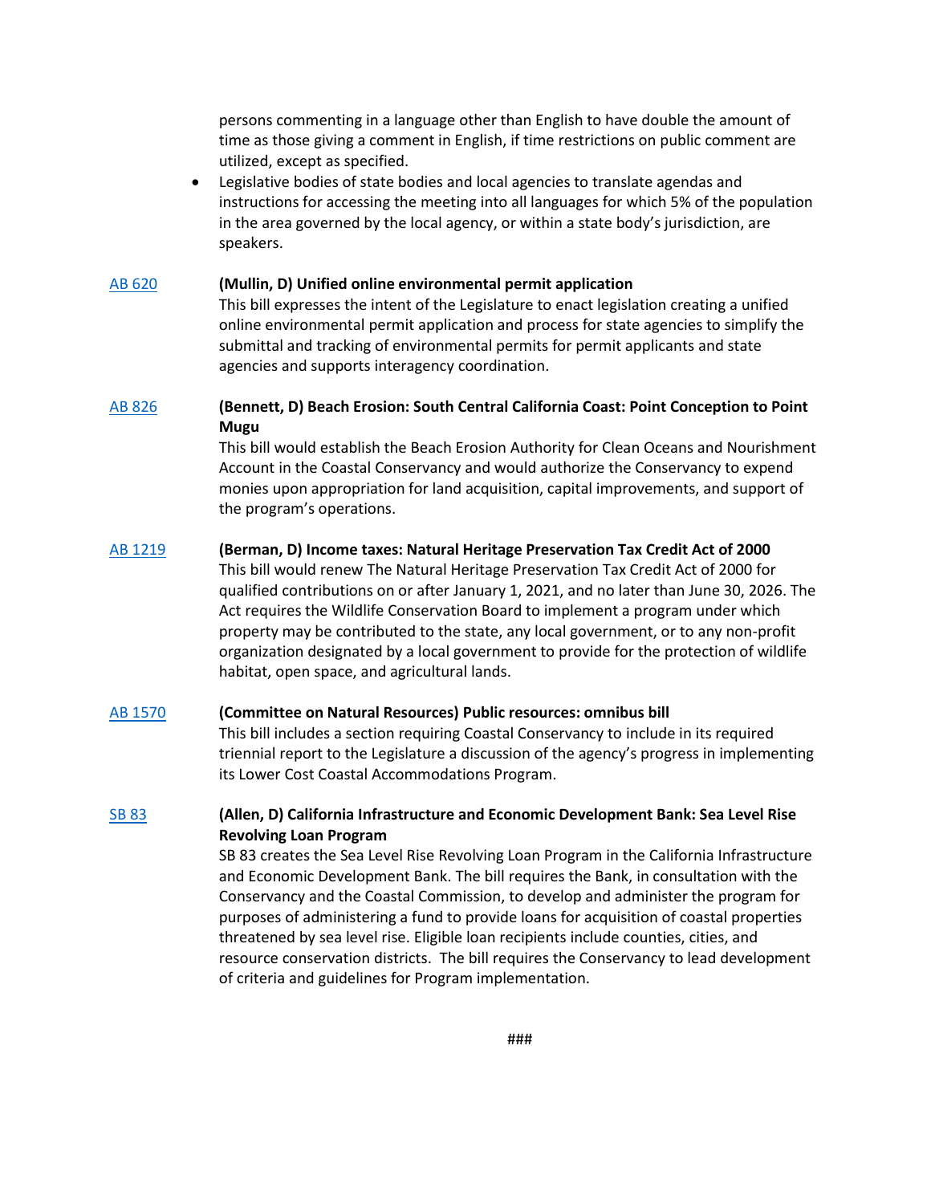persons commenting in a language other than English to have double the amount of time as those giving a comment in English, if time restrictions on public comment are utilized, except as specified.

- Legislative bodies of state bodies and local agencies to translate agendas and instructions for accessing the meeting into all languages for which 5% of the population in the area governed by the local agency, or within a state body's jurisdiction, are speakers.

AB 620 **(Mullin, D) Unified online environmental permit application**
This bill expresses the intent of the Legislature to enact legislation creating a unified online environmental permit application and process for state agencies to simplify the submittal and tracking of environmental permits for permit applicants and state agencies and supports interagency coordination.

AB 826 **(Bennett, D) Beach Erosion: South Central California Coast: Point Conception to Point Mugu**
This bill would establish the Beach Erosion Authority for Clean Oceans and Nourishment Account in the Coastal Conservancy and would authorize the Conservancy to expend monies upon appropriation for land acquisition, capital improvements, and support of the program's operations.

AB 1219 **(Berman, D) Income taxes: Natural Heritage Preservation Tax Credit Act of 2000**
This bill would renew The Natural Heritage Preservation Tax Credit Act of 2000 for qualified contributions on or after January 1, 2021, and no later than June 30, 2026. The Act requires the Wildlife Conservation Board to implement a program under which property may be contributed to the state, any local government, or to any non-profit organization designated by a local government to provide for the protection of wildlife habitat, open space, and agricultural lands.

AB 1570 **(Committee on Natural Resources) Public resources: omnibus bill**
This bill includes a section requiring Coastal Conservancy to include in its required triennial report to the Legislature a discussion of the agency's progress in implementing its Lower Cost Coastal Accommodations Program.

SB 83 **(Allen, D) California Infrastructure and Economic Development Bank: Sea Level Rise Revolving Loan Program**
SB 83 creates the Sea Level Rise Revolving Loan Program in the California Infrastructure and Economic Development Bank. The bill requires the Bank, in consultation with the Conservancy and the Coastal Commission, to develop and administer the program for purposes of administering a fund to provide loans for acquisition of coastal properties threatened by sea level rise. Eligible loan recipients include counties, cities, and resource conservation districts. The bill requires the Conservancy to lead development of criteria and guidelines for Program implementation.

###